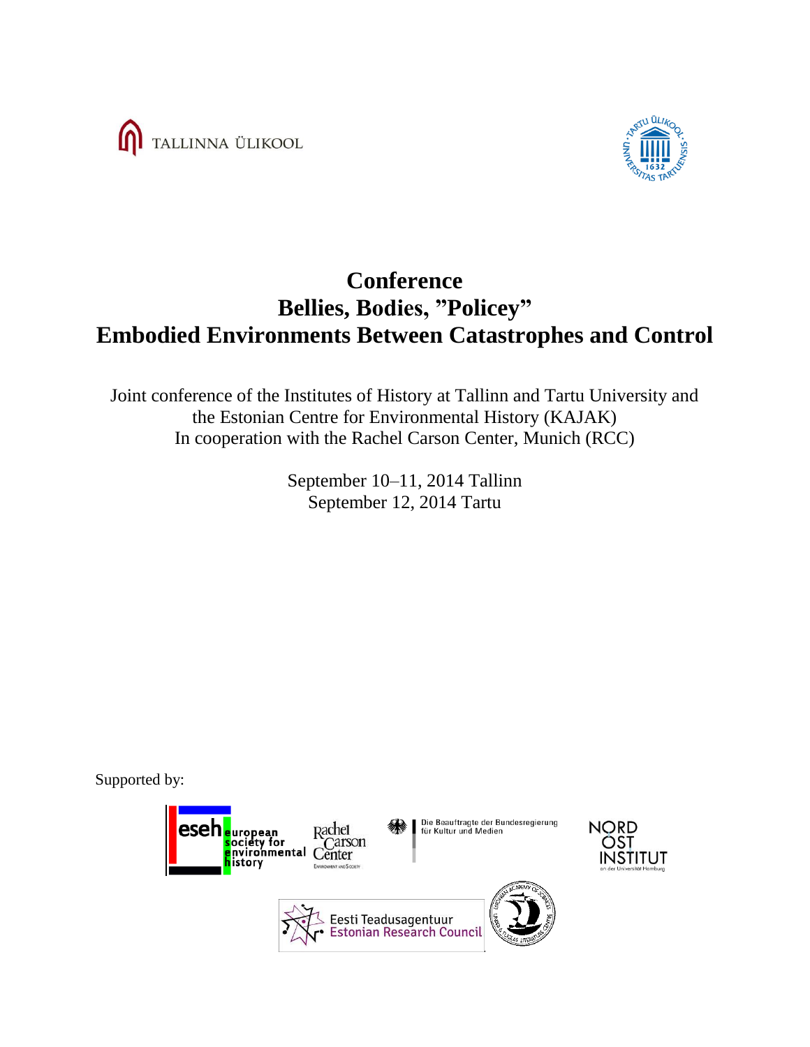TALLINNA ÜLIKOOL

# Conference
# Bellies, Bodies, ”Policey”
# Embodied Environments Between Catastrophes and Control

Joint conference of the Institutes of History at Tallinn and Tartu University and the Estonian Centre for Environmental History (KAJAK)
In cooperation with the Rachel Carson Center, Munich (RCC)

September 10–11, 2014 Tallinn
September 12, 2014 Tartu

Supported by: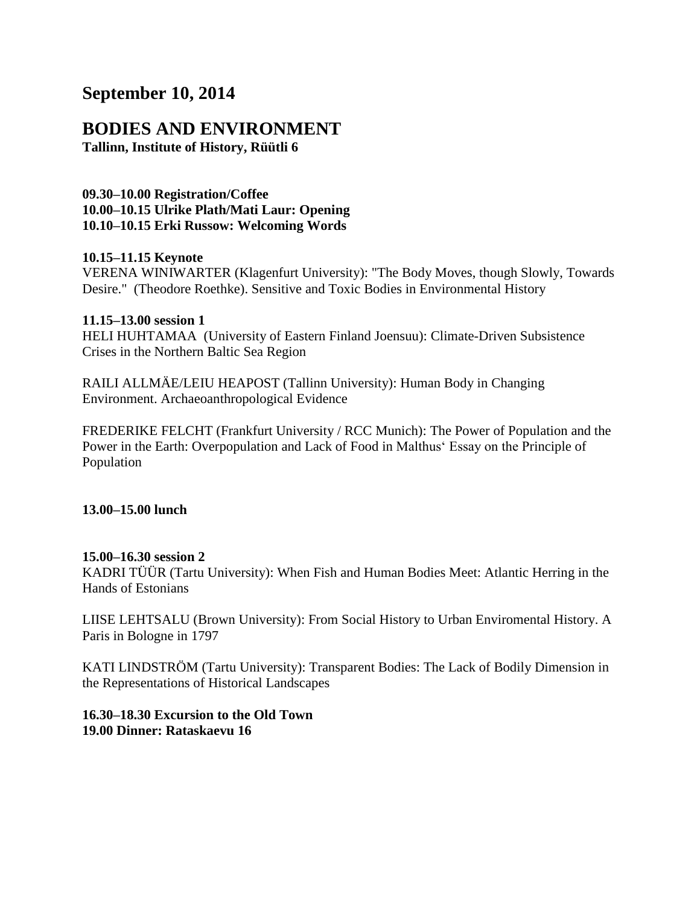## September 10, 2014

## BODIES AND ENVIRONMENT

**Tallinn, Institute of History, Rüütli 6**

**09.30–10.00 Registration/Coffee**
**10.00–10.15 Ulrike Plath/Mati Laur: Opening**
**10.10–10.15 Erki Russow: Welcoming Words**

**10.15–11.15 Keynote**
VERENA WINIWARTER (Klagenfurt University): "The Body Moves, though Slowly, Towards Desire." (Theodore Roethke). Sensitive and Toxic Bodies in Environmental History

**11.15–13.00 session 1**
HELI HUHTAMAA (University of Eastern Finland Joensuu): Climate-Driven Subsistence Crises in the Northern Baltic Sea Region

RAILI ALLMÄE/LEIU HEAPOST (Tallinn University): Human Body in Changing Environment. Archaeoanthropological Evidence

FREDERIKE FELCHT (Frankfurt University / RCC Munich): The Power of Population and the Power in the Earth: Overpopulation and Lack of Food in Malthus' Essay on the Principle of Population

**13.00–15.00 lunch**

**15.00–16.30 session 2**
KADRI TÜÜR (Tartu University): When Fish and Human Bodies Meet: Atlantic Herring in the Hands of Estonians

LIISE LEHTSALU (Brown University): From Social History to Urban Enviromental History. A Paris in Bologne in 1797

KATI LINDSTRÖM (Tartu University): Transparent Bodies: The Lack of Bodily Dimension in the Representations of Historical Landscapes

**16.30–18.30 Excursion to the Old Town**
**19.00 Dinner: Rataskaevu 16**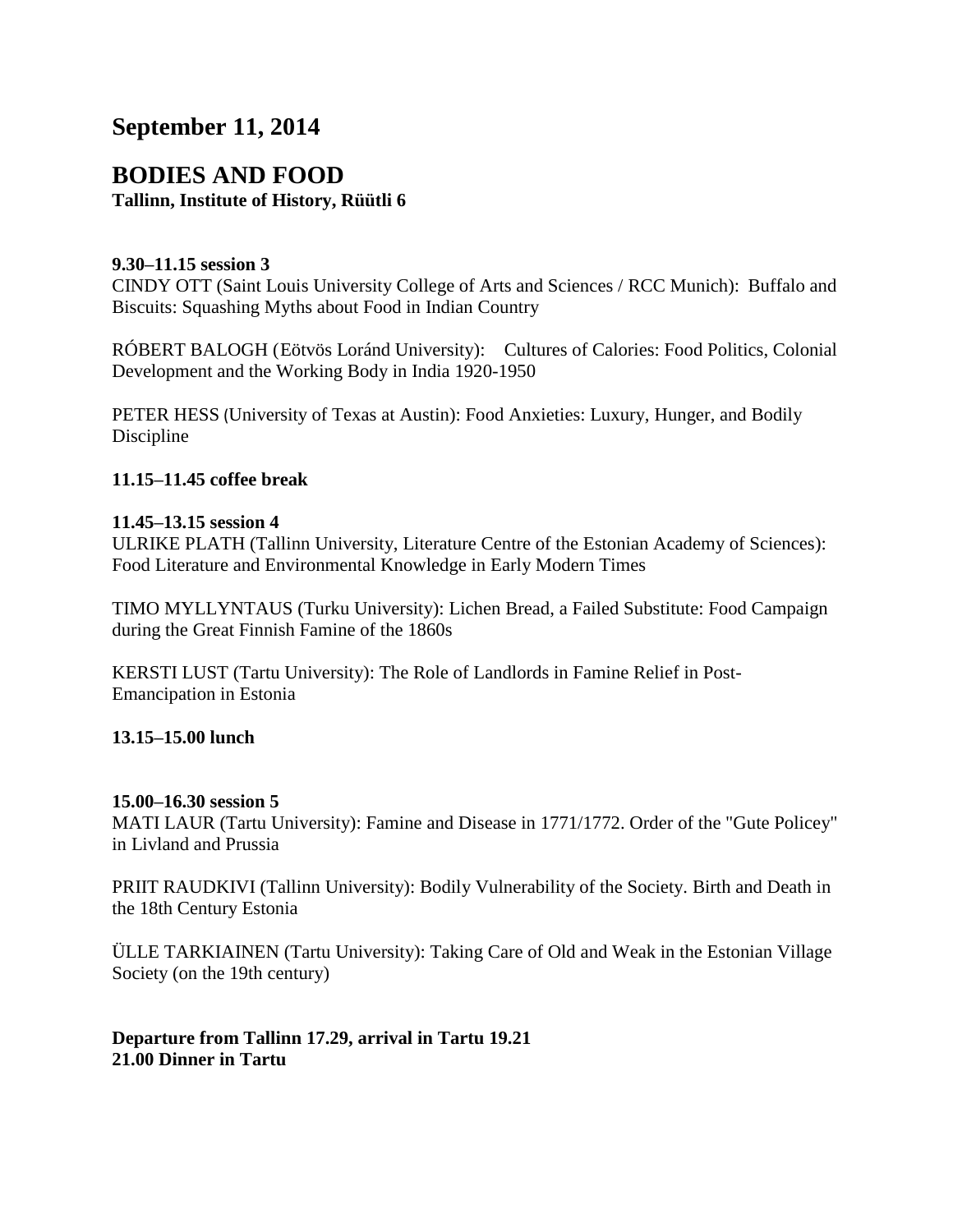## September 11, 2014

## BODIES AND FOOD

**Tallinn, Institute of History, Rüütli 6**

**9.30–11.15 session 3**

CINDY OTT (Saint Louis University College of Arts and Sciences / RCC Munich): Buffalo and Biscuits: Squashing Myths about Food in Indian Country

RÓBERT BALOGH (Eötvös Loránd University): Cultures of Calories: Food Politics, Colonial Development and the Working Body in India 1920-1950

PETER HESS (University of Texas at Austin): Food Anxieties: Luxury, Hunger, and Bodily Discipline

**11.15–11.45 coffee break**

**11.45–13.15 session 4**

ULRIKE PLATH (Tallinn University, Literature Centre of the Estonian Academy of Sciences): Food Literature and Environmental Knowledge in Early Modern Times

TIMO MYLLYNTAUS (Turku University): Lichen Bread, a Failed Substitute: Food Campaign during the Great Finnish Famine of the 1860s

KERSTI LUST (Tartu University): The Role of Landlords in Famine Relief in Post-Emancipation in Estonia

**13.15–15.00 lunch**

**15.00–16.30 session 5**

MATI LAUR (Tartu University): Famine and Disease in 1771/1772. Order of the "Gute Policey" in Livland and Prussia

PRIIT RAUDKIVI (Tallinn University): Bodily Vulnerability of the Society. Birth and Death in the 18th Century Estonia

ÜLLE TARKIAINEN (Tartu University): Taking Care of Old and Weak in the Estonian Village Society (on the 19th century)

**Departure from Tallinn 17.29, arrival in Tartu 19.21**
**21.00 Dinner in Tartu**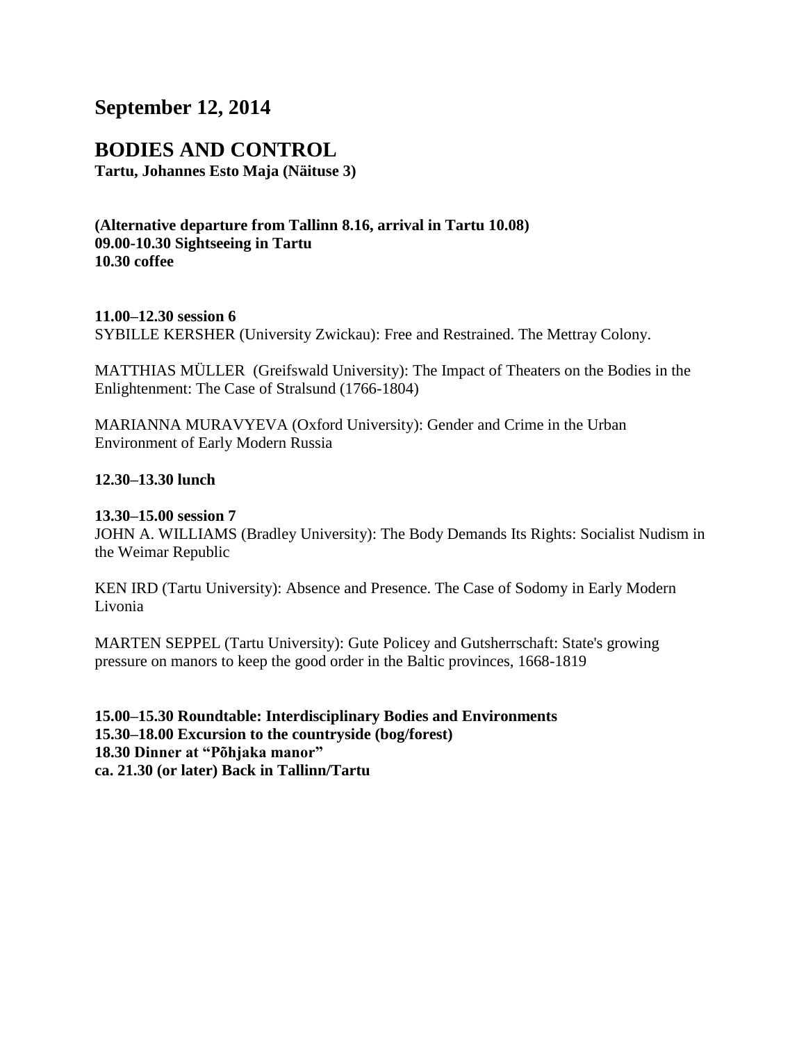## September 12, 2014

## BODIES AND CONTROL

**Tartu, Johannes Esto Maja (Näituse 3)**

**(Alternative departure from Tallinn 8.16, arrival in Tartu 10.08)**
**09.00-10.30 Sightseeing in Tartu**
**10.30 coffee**

**11.00–12.30 session 6**
SYBILLE KERSHER (University Zwickau): Free and Restrained. The Mettray Colony.

MATTHIAS MÜLLER (Greifswald University): The Impact of Theaters on the Bodies in the Enlightenment: The Case of Stralsund (1766-1804)

MARIANNA MURAVYEVA (Oxford University): Gender and Crime in the Urban Environment of Early Modern Russia

**12.30–13.30 lunch**

**13.30–15.00 session 7**
JOHN A. WILLIAMS (Bradley University): The Body Demands Its Rights: Socialist Nudism in the Weimar Republic

KEN IRD (Tartu University): Absence and Presence. The Case of Sodomy in Early Modern Livonia

MARTEN SEPPEL (Tartu University): Gute Policey and Gutsherrschaft: State's growing pressure on manors to keep the good order in the Baltic provinces, 1668-1819

**15.00–15.30 Roundtable: Interdisciplinary Bodies and Environments**
**15.30–18.00 Excursion to the countryside (bog/forest)**
**18.30 Dinner at "Põhjaka manor"**
**ca. 21.30 (or later) Back in Tallinn/Tartu**